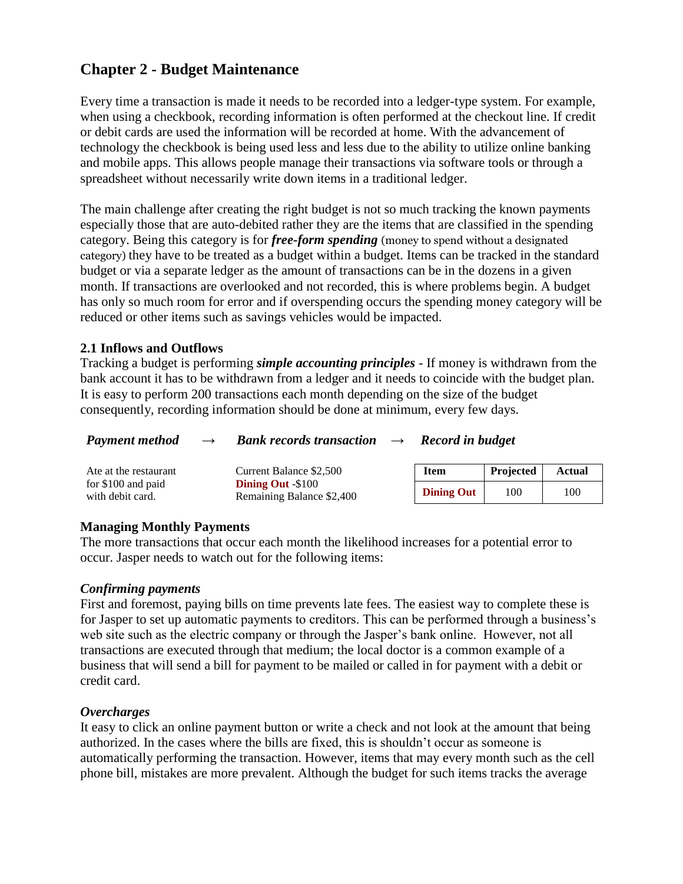# Chapter 2 - Budget Maintenance

Every time a transaction is made it needs to be recorded into a ledger-type system. For example, when using a checkbook, recording information is often performed at the checkout line. If credit or debit cards are used the information will be recorded at home. With the advancement of technology the checkbook is being used less and less due to the ability to utilize online banking and mobile apps. This allows people manage their transactions via software tools or through a spreadsheet without necessarily write down items in a traditional ledger.

The main challenge after creating the right budget is not so much tracking the known payments especially those that are auto-debited rather they are the items that are classified in the spending category. Being this category is for ***free-form spending*** (money to spend without a designated category) they have to be treated as a budget within a budget. Items can be tracked in the standard budget or via a separate ledger as the amount of transactions can be in the dozens in a given month. If transactions are overlooked and not recorded, this is where problems begin. A budget has only so much room for error and if overspending occurs the spending money category will be reduced or other items such as savings vehicles would be impacted.

### 2.1 Inflows and Outflows

Tracking a budget is performing ***simple accounting principles*** - If money is withdrawn from the bank account it has to be withdrawn from a ledger and it needs to coincide with the budget plan. It is easy to perform 200 transactions each month depending on the size of the budget consequently, recording information should be done at minimum, every few days.

***Payment method*** → ***Bank records transaction*** → ***Record in budget***

Ate at the restaurant for $100 and paid with debit card.

Current Balance $2,500
**Dining Out** -$100
Remaining Balance $2,400

| Item | Projected | Actual |
|---|---|---|
| **Dining Out** | 100 | 100 |

### Managing Monthly Payments

The more transactions that occur each month the likelihood increases for a potential error to occur. Jasper needs to watch out for the following items:

***Confirming payments***

First and foremost, paying bills on time prevents late fees. The easiest way to complete these is for Jasper to set up automatic payments to creditors. This can be performed through a business's web site such as the electric company or through the Jasper's bank online. However, not all transactions are executed through that medium; the local doctor is a common example of a business that will send a bill for payment to be mailed or called in for payment with a debit or credit card.

***Overcharges***

It easy to click an online payment button or write a check and not look at the amount that being authorized. In the cases where the bills are fixed, this is shouldn't occur as someone is automatically performing the transaction. However, items that may every month such as the cell phone bill, mistakes are more prevalent. Although the budget for such items tracks the average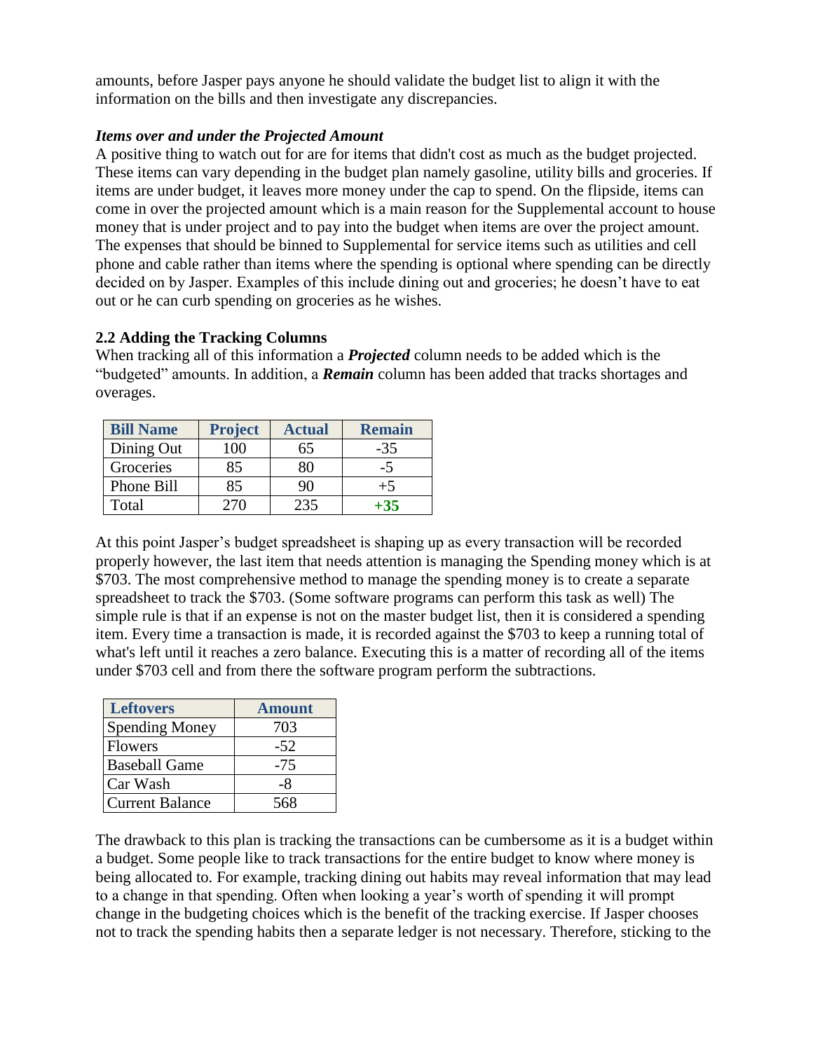amounts, before Jasper pays anyone he should validate the budget list to align it with the information on the bills and then investigate any discrepancies.

***Items over and under the Projected Amount***

A positive thing to watch out for are for items that didn't cost as much as the budget projected. These items can vary depending in the budget plan namely gasoline, utility bills and groceries. If items are under budget, it leaves more money under the cap to spend. On the flipside, items can come in over the projected amount which is a main reason for the Supplemental account to house money that is under project and to pay into the budget when items are over the project amount. The expenses that should be binned to Supplemental for service items such as utilities and cell phone and cable rather than items where the spending is optional where spending can be directly decided on by Jasper. Examples of this include dining out and groceries; he doesn't have to eat out or he can curb spending on groceries as he wishes.

**2.2 Adding the Tracking Columns**

When tracking all of this information a ***Projected*** column needs to be added which is the "budgeted" amounts. In addition, a ***Remain*** column has been added that tracks shortages and overages.

| Bill Name | Project | Actual | Remain |
|---|---|---|---|
| Dining Out | 100 | 65 | -35 |
| Groceries | 85 | 80 | -5 |
| Phone Bill | 85 | 90 | +5 |
| Total | 270 | 235 | **+35** |

At this point Jasper's budget spreadsheet is shaping up as every transaction will be recorded properly however, the last item that needs attention is managing the Spending money which is at $703. The most comprehensive method to manage the spending money is to create a separate spreadsheet to track the $703. (Some software programs can perform this task as well) The simple rule is that if an expense is not on the master budget list, then it is considered a spending item. Every time a transaction is made, it is recorded against the $703 to keep a running total of what's left until it reaches a zero balance. Executing this is a matter of recording all of the items under $703 cell and from there the software program perform the subtractions.

| Leftovers | Amount |
|---|---|
| Spending Money | 703 |
| Flowers | -52 |
| Baseball Game | -75 |
| Car Wash | -8 |
| Current Balance | 568 |

The drawback to this plan is tracking the transactions can be cumbersome as it is a budget within a budget. Some people like to track transactions for the entire budget to know where money is being allocated to. For example, tracking dining out habits may reveal information that may lead to a change in that spending. Often when looking a year's worth of spending it will prompt change in the budgeting choices which is the benefit of the tracking exercise. If Jasper chooses not to track the spending habits then a separate ledger is not necessary. Therefore, sticking to the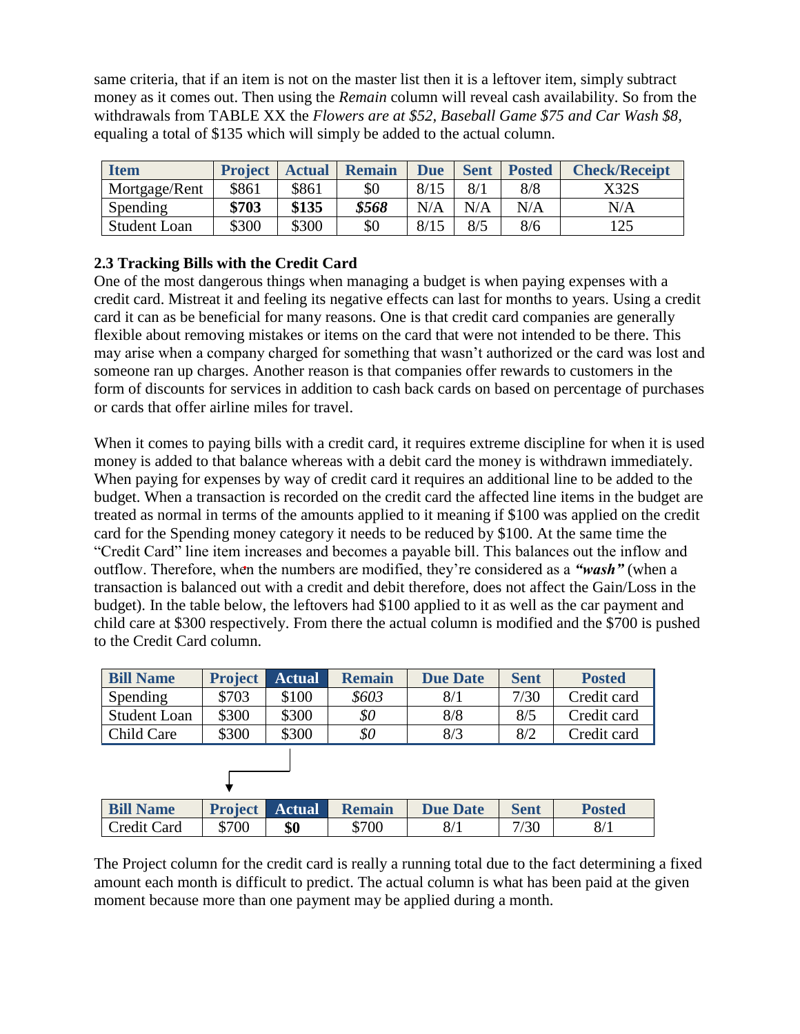same criteria, that if an item is not on the master list then it is a leftover item, simply subtract money as it comes out. Then using the *Remain* column will reveal cash availability. So from the withdrawals from TABLE XX the *Flowers are at $52, Baseball Game $75 and Car Wash $8,* equaling a total of $135 which will simply be added to the actual column.

| Item | Project | Actual | Remain | Due | Sent | Posted | Check/Receipt |
|---|---|---|---|---|---|---|---|
| Mortgage/Rent | $861 | $861 | $0 | 8/15 | 8/1 | 8/8 | X32S |
| Spending | **$703** | **$135** | ***$568*** | N/A | N/A | N/A | N/A |
| Student Loan | $300 | $300 | $0 | 8/15 | 8/5 | 8/6 | 125 |

### 2.3 Tracking Bills with the Credit Card

One of the most dangerous things when managing a budget is when paying expenses with a credit card. Mistreat it and feeling its negative effects can last for months to years. Using a credit card it can as be beneficial for many reasons. One is that credit card companies are generally flexible about removing mistakes or items on the card that were not intended to be there. This may arise when a company charged for something that wasn't authorized or the card was lost and someone ran up charges. Another reason is that companies offer rewards to customers in the form of discounts for services in addition to cash back cards on based on percentage of purchases or cards that offer airline miles for travel.

When it comes to paying bills with a credit card, it requires extreme discipline for when it is used money is added to that balance whereas with a debit card the money is withdrawn immediately. When paying for expenses by way of credit card it requires an additional line to be added to the budget. When a transaction is recorded on the credit card the affected line items in the budget are treated as normal in terms of the amounts applied to it meaning if $100 was applied on the credit card for the Spending money category it needs to be reduced by $100. At the same time the "Credit Card" line item increases and becomes a payable bill. This balances out the inflow and outflow. Therefore, when the numbers are modified, they're considered as a ***"wash"*** (when a transaction is balanced out with a credit and debit therefore, does not affect the Gain/Loss in the budget). In the table below, the leftovers had $100 applied to it as well as the car payment and child care at $300 respectively. From there the actual column is modified and the $700 is pushed to the Credit Card column.

| Bill Name | Project | Actual | Remain | Due Date | Sent | Posted |
|---|---|---|---|---|---|---|
| Spending | $703 | $100 | *$603* | 8/1 | 7/30 | Credit card |
| Student Loan | $300 | $300 | *$0* | 8/8 | 8/5 | Credit card |
| Child Care | $300 | $300 | *$0* | 8/3 | 8/2 | Credit card |

| Bill Name | Project | Actual | Remain | Due Date | Sent | Posted |
|---|---|---|---|---|---|---|
| Credit Card | $700 | **$0** | $700 | 8/1 | 7/30 | 8/1 |

The Project column for the credit card is really a running total due to the fact determining a fixed amount each month is difficult to predict. The actual column is what has been paid at the given moment because more than one payment may be applied during a month.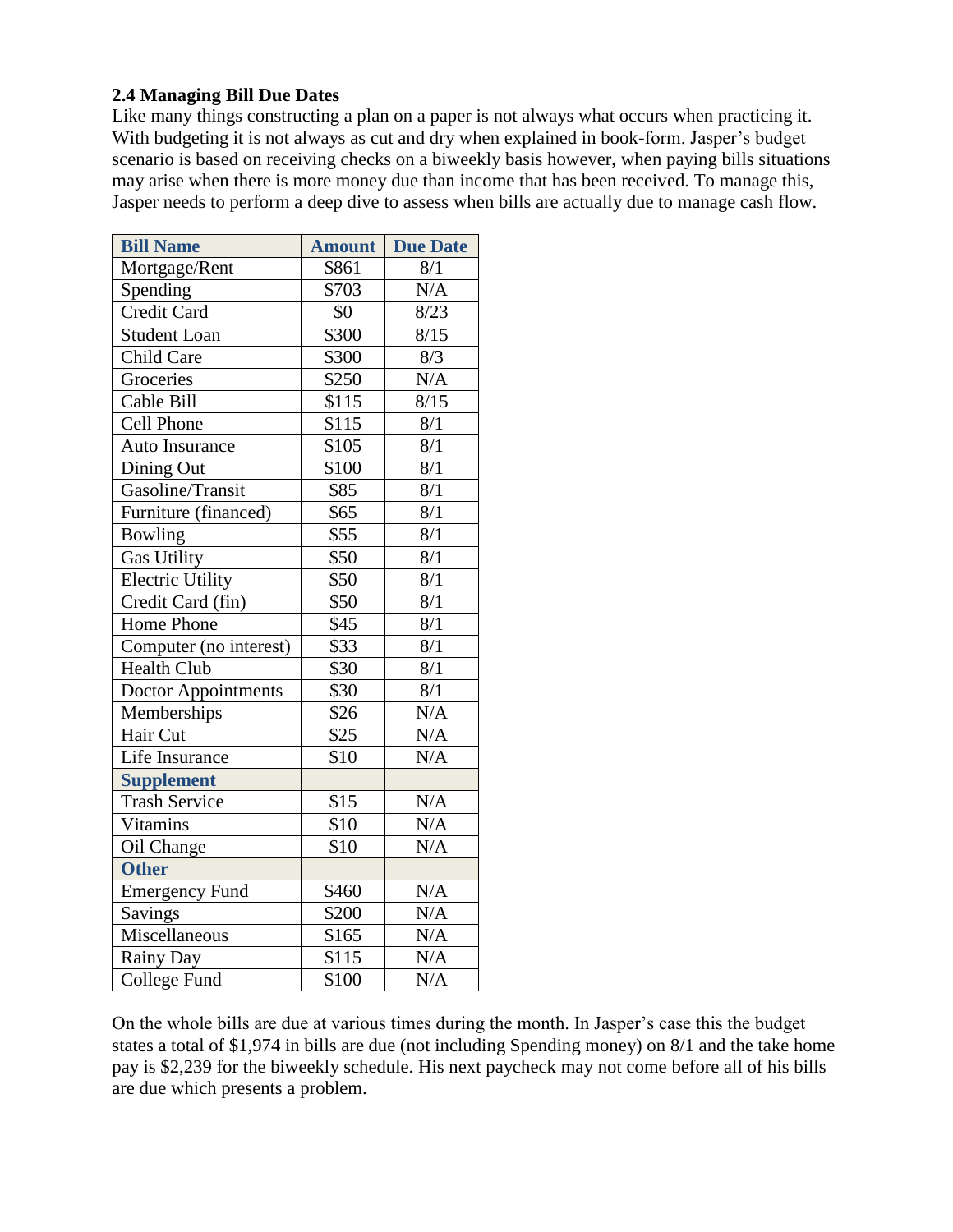### 2.4 Managing Bill Due Dates

Like many things constructing a plan on a paper is not always what occurs when practicing it. With budgeting it is not always as cut and dry when explained in book-form. Jasper's budget scenario is based on receiving checks on a biweekly basis however, when paying bills situations may arise when there is more money due than income that has been received. To manage this, Jasper needs to perform a deep dive to assess when bills are actually due to manage cash flow.

| Bill Name | Amount | Due Date |
|---|---|---|
| Mortgage/Rent | $861 | 8/1 |
| Spending | $703 | N/A |
| Credit Card | $0 | 8/23 |
| Student Loan | $300 | 8/15 |
| Child Care | $300 | 8/3 |
| Groceries | $250 | N/A |
| Cable Bill | $115 | 8/15 |
| Cell Phone | $115 | 8/1 |
| Auto Insurance | $105 | 8/1 |
| Dining Out | $100 | 8/1 |
| Gasoline/Transit | $85 | 8/1 |
| Furniture (financed) | $65 | 8/1 |
| Bowling | $55 | 8/1 |
| Gas Utility | $50 | 8/1 |
| Electric Utility | $50 | 8/1 |
| Credit Card (fin) | $50 | 8/1 |
| Home Phone | $45 | 8/1 |
| Computer (no interest) | $33 | 8/1 |
| Health Club | $30 | 8/1 |
| Doctor Appointments | $30 | 8/1 |
| Memberships | $26 | N/A |
| Hair Cut | $25 | N/A |
| Life Insurance | $10 | N/A |
| **Supplement** | | |
| Trash Service | $15 | N/A |
| Vitamins | $10 | N/A |
| Oil Change | $10 | N/A |
| **Other** | | |
| Emergency Fund | $460 | N/A |
| Savings | $200 | N/A |
| Miscellaneous | $165 | N/A |
| Rainy Day | $115 | N/A |
| College Fund | $100 | N/A |

On the whole bills are due at various times during the month. In Jasper's case this the budget states a total of $1,974 in bills are due (not including Spending money) on 8/1 and the take home pay is $2,239 for the biweekly schedule. His next paycheck may not come before all of his bills are due which presents a problem.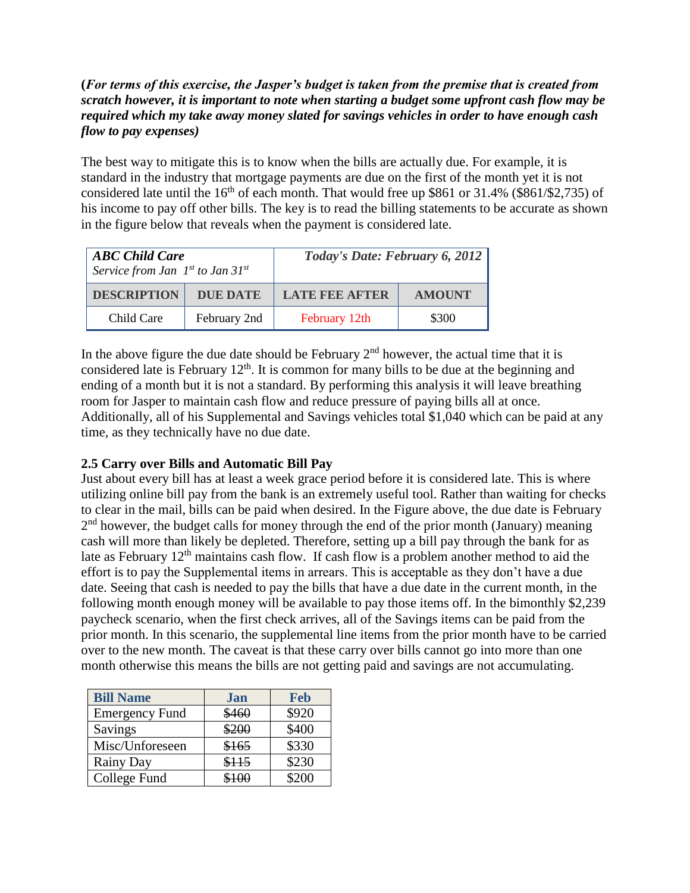**(*For terms of this exercise, the Jasper's budget is taken from the premise that is created from scratch however, it is important to note when starting a budget some upfront cash flow may be required which my take away money slated for savings vehicles in order to have enough cash flow to pay expenses)***

The best way to mitigate this is to know when the bills are actually due. For example, it is standard in the industry that mortgage payments are due on the first of the month yet it is not considered late until the 16th of each month. That would free up $861 or 31.4% ($861/$2,735) of his income to pay off other bills. The key is to read the billing statements to be accurate as shown in the figure below that reveals when the payment is considered late.

| ***ABC Child Care*** *Service from Jan 1st to Jan 31st* | | ***Today's Date: February 6, 2012*** | |
|---|---|---|---|
| **DESCRIPTION** | **DUE DATE** | **LATE FEE AFTER** | **AMOUNT** |
| Child Care | February 2nd | February 12th | $300 |

In the above figure the due date should be February 2nd however, the actual time that it is considered late is February 12th. It is common for many bills to be due at the beginning and ending of a month but it is not a standard. By performing this analysis it will leave breathing room for Jasper to maintain cash flow and reduce pressure of paying bills all at once. Additionally, all of his Supplemental and Savings vehicles total $1,040 which can be paid at any time, as they technically have no due date.

**2.5 Carry over Bills and Automatic Bill Pay**

Just about every bill has at least a week grace period before it is considered late. This is where utilizing online bill pay from the bank is an extremely useful tool. Rather than waiting for checks to clear in the mail, bills can be paid when desired. In the Figure above, the due date is February 2nd however, the budget calls for money through the end of the prior month (January) meaning cash will more than likely be depleted. Therefore, setting up a bill pay through the bank for as late as February 12th maintains cash flow. If cash flow is a problem another method to aid the effort is to pay the Supplemental items in arrears. This is acceptable as they don't have a due date. Seeing that cash is needed to pay the bills that have a due date in the current month, in the following month enough money will be available to pay those items off. In the bimonthly $2,239 paycheck scenario, when the first check arrives, all of the Savings items can be paid from the prior month. In this scenario, the supplemental line items from the prior month have to be carried over to the new month. The caveat is that these carry over bills cannot go into more than one month otherwise this means the bills are not getting paid and savings are not accumulating.

| Bill Name | Jan | Feb |
|---|---|---|
| Emergency Fund | ~~$460~~ | $920 |
| Savings | ~~$200~~ | $400 |
| Misc/Unforeseen | ~~$165~~ | $330 |
| Rainy Day | ~~$115~~ | $230 |
| College Fund | ~~$100~~ | $200 |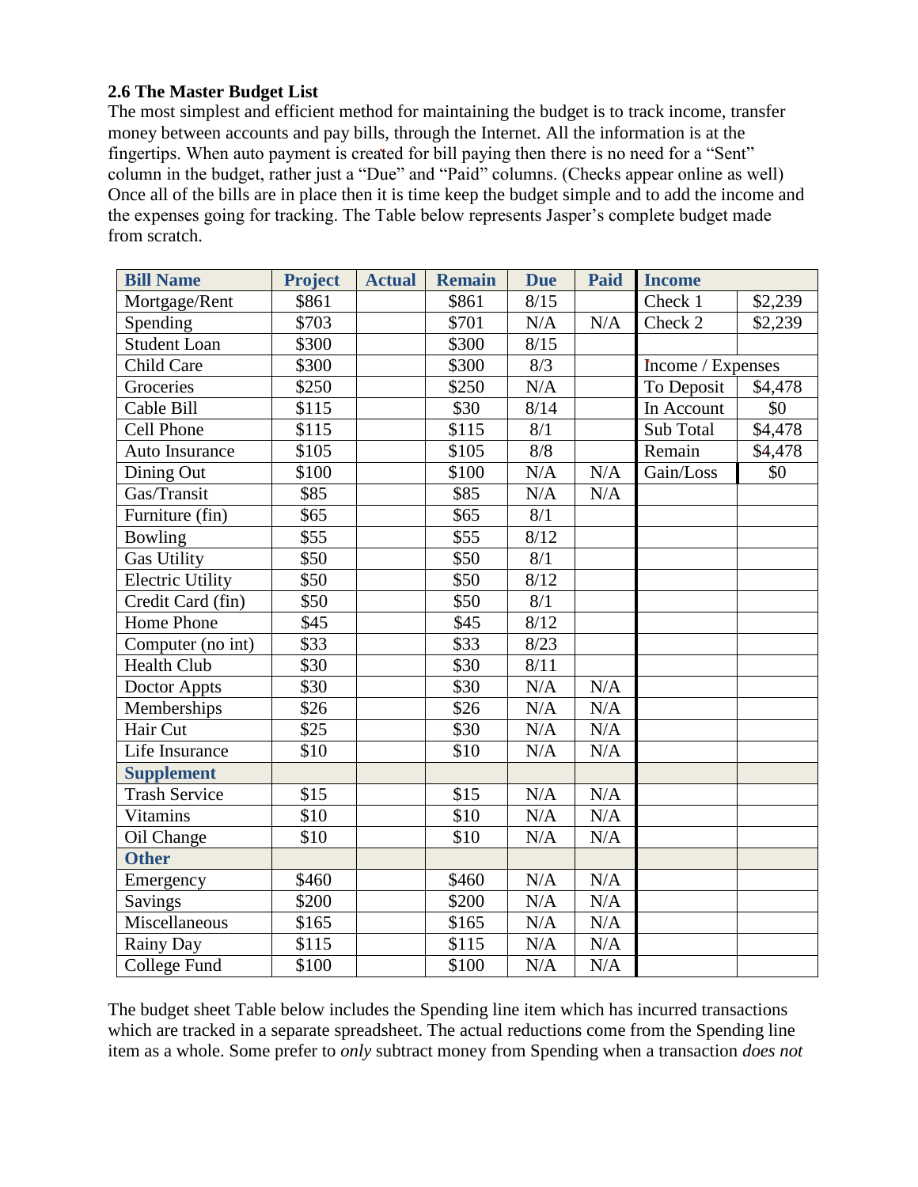### 2.6 The Master Budget List

The most simplest and efficient method for maintaining the budget is to track income, transfer money between accounts and pay bills, through the Internet. All the information is at the fingertips. When auto payment is created for bill paying then there is no need for a "Sent" column in the budget, rather just a "Due" and "Paid" columns. (Checks appear online as well) Once all of the bills are in place then it is time keep the budget simple and to add the income and the expenses going for tracking. The Table below represents Jasper's complete budget made from scratch.

| Bill Name | Project | Actual | Remain | Due | Paid | Income | |
|---|---|---|---|---|---|---|---|
| Mortgage/Rent | $861 | | $861 | 8/15 | | Check 1 | $2,239 |
| Spending | $703 | | $701 | N/A | N/A | Check 2 | $2,239 |
| Student Loan | $300 | | $300 | 8/15 | | | |
| Child Care | $300 | | $300 | 8/3 | | Income / Expenses | |
| Groceries | $250 | | $250 | N/A | | To Deposit | $4,478 |
| Cable Bill | $115 | | $30 | 8/14 | | In Account | $0 |
| Cell Phone | $115 | | $115 | 8/1 | | Sub Total | $4,478 |
| Auto Insurance | $105 | | $105 | 8/8 | | Remain | $4,478 |
| Dining Out | $100 | | $100 | N/A | N/A | Gain/Loss | $0 |
| Gas/Transit | $85 | | $85 | N/A | N/A | | |
| Furniture (fin) | $65 | | $65 | 8/1 | | | |
| Bowling | $55 | | $55 | 8/12 | | | |
| Gas Utility | $50 | | $50 | 8/1 | | | |
| Electric Utility | $50 | | $50 | 8/12 | | | |
| Credit Card (fin) | $50 | | $50 | 8/1 | | | |
| Home Phone | $45 | | $45 | 8/12 | | | |
| Computer (no int) | $33 | | $33 | 8/23 | | | |
| Health Club | $30 | | $30 | 8/11 | | | |
| Doctor Appts | $30 | | $30 | N/A | N/A | | |
| Memberships | $26 | | $26 | N/A | N/A | | |
| Hair Cut | $25 | | $30 | N/A | N/A | | |
| Life Insurance | $10 | | $10 | N/A | N/A | | |
| **Supplement** | | | | | | | |
| Trash Service | $15 | | $15 | N/A | N/A | | |
| Vitamins | $10 | | $10 | N/A | N/A | | |
| Oil Change | $10 | | $10 | N/A | N/A | | |
| **Other** | | | | | | | |
| Emergency | $460 | | $460 | N/A | N/A | | |
| Savings | $200 | | $200 | N/A | N/A | | |
| Miscellaneous | $165 | | $165 | N/A | N/A | | |
| Rainy Day | $115 | | $115 | N/A | N/A | | |
| College Fund | $100 | | $100 | N/A | N/A | | |

The budget sheet Table below includes the Spending line item which has incurred transactions which are tracked in a separate spreadsheet. The actual reductions come from the Spending line item as a whole. Some prefer to *only* subtract money from Spending when a transaction *does not*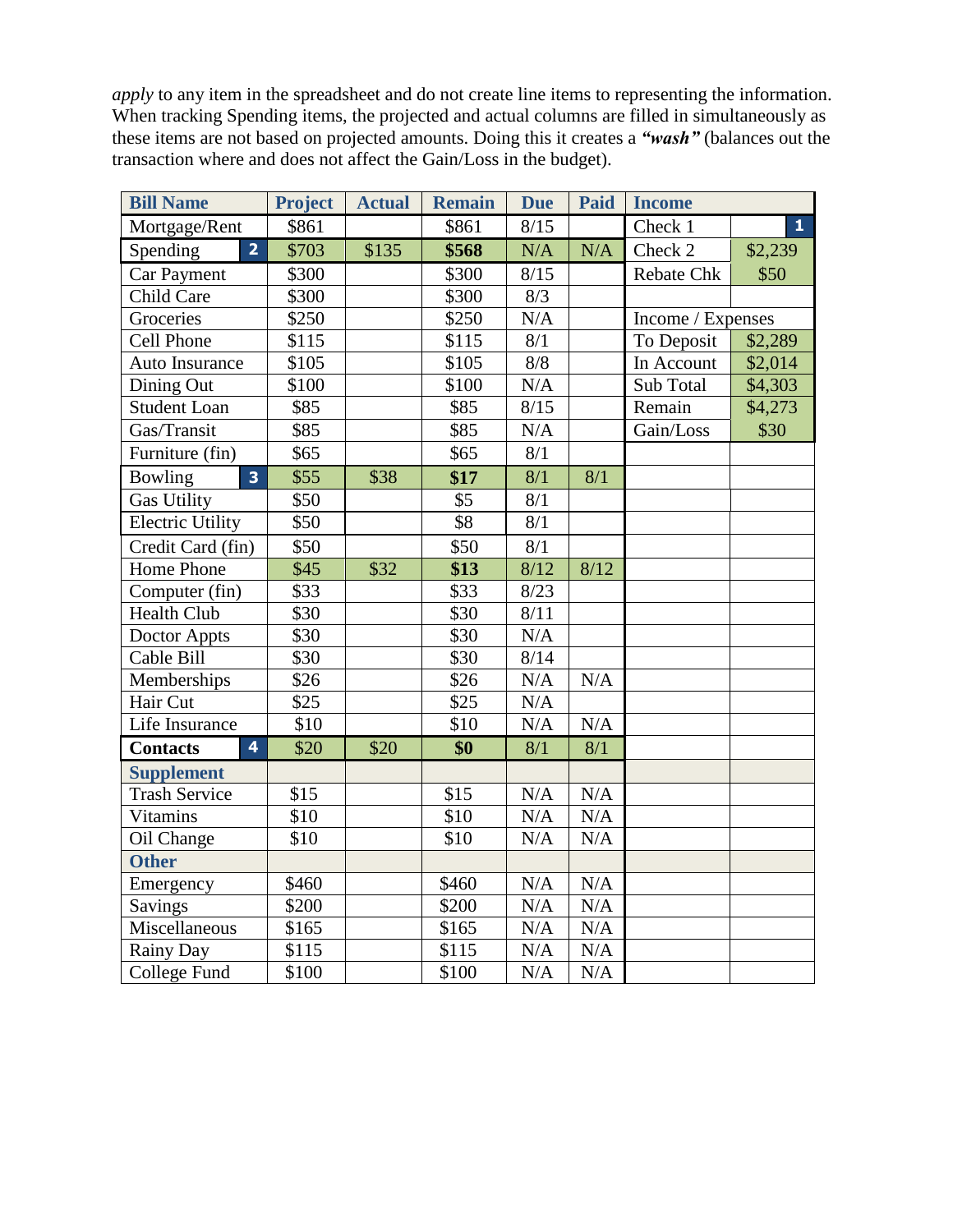*apply* to any item in the spreadsheet and do not create line items to representing the information. When tracking Spending items, the projected and actual columns are filled in simultaneously as these items are not based on projected amounts. Doing this it creates a ***"wash"*** (balances out the transaction where and does not affect the Gain/Loss in the budget).

| Bill Name | Project | Actual | Remain | Due | Paid | Income | |
|---|---|---|---|---|---|---|---|
| Mortgage/Rent | $861 | | $861 | 8/15 | | Check 1 | 1 |
| Spending 2 | $703 | $135 | **$568** | N/A | N/A | Check 2 | $2,239 |
| Car Payment | $300 | | $300 | 8/15 | | Rebate Chk | $50 |
| Child Care | $300 | | $300 | 8/3 | | | |
| Groceries | $250 | | $250 | N/A | | Income / Expenses | |
| Cell Phone | $115 | | $115 | 8/1 | | To Deposit | $2,289 |
| Auto Insurance | $105 | | $105 | 8/8 | | In Account | $2,014 |
| Dining Out | $100 | | $100 | N/A | | Sub Total | $4,303 |
| Student Loan | $85 | | $85 | 8/15 | | Remain | $4,273 |
| Gas/Transit | $85 | | $85 | N/A | | Gain/Loss | $30 |
| Furniture (fin) | $65 | | $65 | 8/1 | | | |
| Bowling 3 | $55 | $38 | **$17** | 8/1 | 8/1 | | |
| Gas Utility | $50 | | $5 | 8/1 | | | |
| Electric Utility | $50 | | $8 | 8/1 | | | |
| Credit Card (fin) | $50 | | $50 | 8/1 | | | |
| Home Phone | $45 | $32 | **$13** | 8/12 | 8/12 | | |
| Computer (fin) | $33 | | $33 | 8/23 | | | |
| Health Club | $30 | | $30 | 8/11 | | | |
| Doctor Appts | $30 | | $30 | N/A | | | |
| Cable Bill | $30 | | $30 | 8/14 | | | |
| Memberships | $26 | | $26 | N/A | N/A | | |
| Hair Cut | $25 | | $25 | N/A | | | |
| Life Insurance | $10 | | $10 | N/A | N/A | | |
| **Contacts** 4 | $20 | $20 | **$0** | 8/1 | 8/1 | | |
| **Supplement** | | | | | | | |
| Trash Service | $15 | | $15 | N/A | N/A | | |
| Vitamins | $10 | | $10 | N/A | N/A | | |
| Oil Change | $10 | | $10 | N/A | N/A | | |
| **Other** | | | | | | | |
| Emergency | $460 | | $460 | N/A | N/A | | |
| Savings | $200 | | $200 | N/A | N/A | | |
| Miscellaneous | $165 | | $165 | N/A | N/A | | |
| Rainy Day | $115 | | $115 | N/A | N/A | | |
| College Fund | $100 | | $100 | N/A | N/A | | |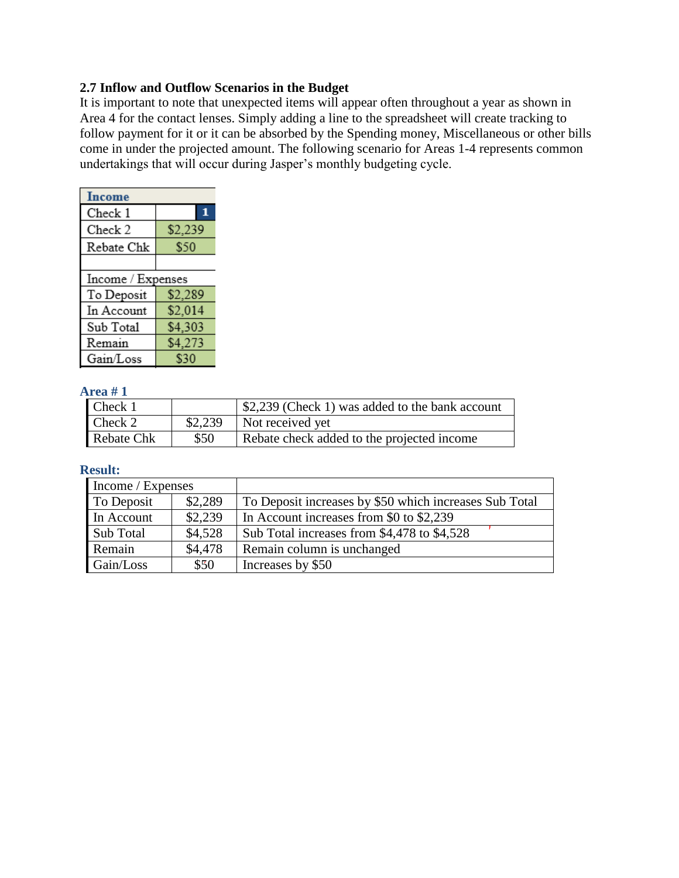### 2.7 Inflow and Outflow Scenarios in the Budget

It is important to note that unexpected items will appear often throughout a year as shown in Area 4 for the contact lenses. Simply adding a line to the spreadsheet will create tracking to follow payment for it or it can be absorbed by the Spending money, Miscellaneous or other bills come in under the projected amount. The following scenario for Areas 1-4 represents common undertakings that will occur during Jasper's monthly budgeting cycle.

| Income | |
|---|---|
| Check 1 | 1 |
| Check 2 | $2,239 |
| Rebate Chk | $50 |
| | |
| Income / Expenses | |
| To Deposit | $2,289 |
| In Account | $2,014 |
| Sub Total | $4,303 |
| Remain | $4,273 |
| Gain/Loss | $30 |

**Area # 1**

| | | |
|---|---|---|
| Check 1 | | $2,239 (Check 1) was added to the bank account |
| Check 2 | $2,239 | Not received yet |
| Rebate Chk | $50 | Rebate check added to the projected income |

**Result:**

| Income / Expenses | | |
|---|---|---|
| To Deposit | $2,289 | To Deposit increases by $50 which increases Sub Total |
| In Account | $2,239 | In Account increases from $0 to $2,239 |
| Sub Total | $4,528 | Sub Total increases from $4,478 to $4,528 |
| Remain | $4,478 | Remain column is unchanged |
| Gain/Loss | $50 | Increases by $50 |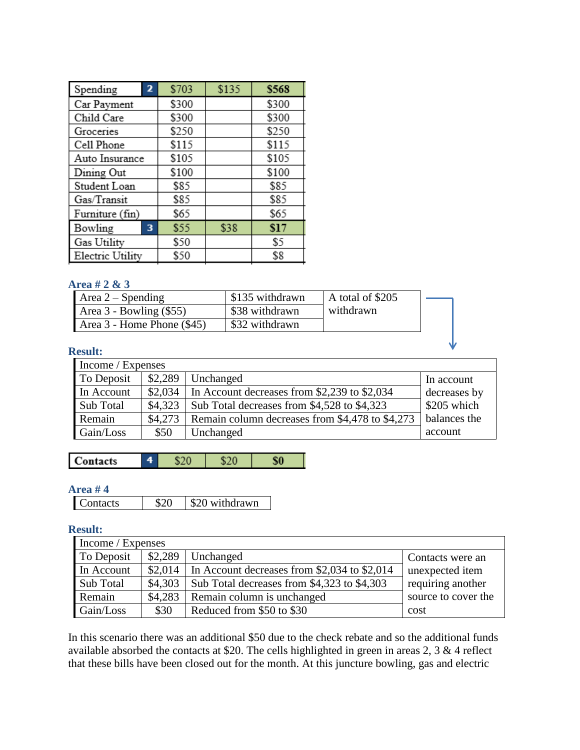| Spending | 2 | $703 | $135 | $568 |
|---|---|---|---|---|
| Car Payment | | $300 | | $300 |
| Child Care | | $300 | | $300 |
| Groceries | | $250 | | $250 |
| Cell Phone | | $115 | | $115 |
| Auto Insurance | | $105 | | $105 |
| Dining Out | | $100 | | $100 |
| Student Loan | | $85 | | $85 |
| Gas/Transit | | $85 | | $85 |
| Furniture (fin) | | $65 | | $65 |
| Bowling | 3 | $55 | $38 | $17 |
| Gas Utility | | $50 | | $5 |
| Electric Utility | | $50 | | $8 |

### Area # 2 & 3

| | | |
|---|---|---|
| Area 2 – Spending | $135 withdrawn | A total of $205 withdrawn |
| Area 3 - Bowling ($55) | $38 withdrawn | |
| Area 3 - Home Phone ($45) | $32 withdrawn | |

### Result:

| Income / Expenses | | | |
|---|---|---|---|
| To Deposit | $2,289 | Unchanged | In account decreases by $205 which balances the account |
| In Account | $2,034 | In Account decreases from $2,239 to $2,034 | |
| Sub Total | $4,323 | Sub Total decreases from $4,528 to $4,323 | |
| Remain | $4,273 | Remain column decreases from $4,478 to $4,273 | |
| Gain/Loss | $50 | Unchanged | |

| Contacts | 4 | $20 | $20 | $0 |
|---|---|---|---|---|

### Area # 4

| | | |
|---|---|---|
| Contacts | $20 | $20 withdrawn |

### Result:

| Income / Expenses | | | |
|---|---|---|---|
| To Deposit | $2,289 | Unchanged | Contacts were an unexpected item requiring another source to cover the cost |
| In Account | $2,014 | In Account decreases from $2,034 to $2,014 | |
| Sub Total | $4,303 | Sub Total decreases from $4,323 to $4,303 | |
| Remain | $4,283 | Remain column is unchanged | |
| Gain/Loss | $30 | Reduced from $50 to $30 | |

In this scenario there was an additional $50 due to the check rebate and so the additional funds available absorbed the contacts at $20. The cells highlighted in green in areas 2, 3 & 4 reflect that these bills have been closed out for the month. At this juncture bowling, gas and electric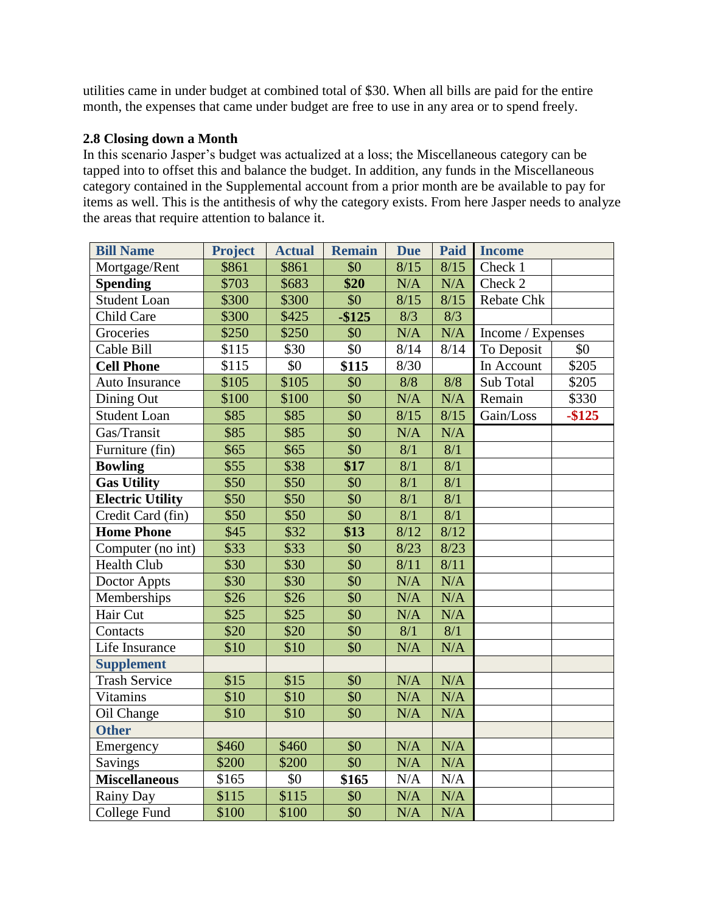utilities came in under budget at combined total of $30. When all bills are paid for the entire month, the expenses that came under budget are free to use in any area or to spend freely.

### 2.8 Closing down a Month

In this scenario Jasper's budget was actualized at a loss; the Miscellaneous category can be tapped into to offset this and balance the budget. In addition, any funds in the Miscellaneous category contained in the Supplemental account from a prior month are be available to pay for items as well. This is the antithesis of why the category exists. From here Jasper needs to analyze the areas that require attention to balance it.

| Bill Name | Project | Actual | Remain | Due | Paid | Income | |
|---|---|---|---|---|---|---|---|
| Mortgage/Rent | $861 | $861 | $0 | 8/15 | 8/15 | Check 1 | |
| **Spending** | $703 | $683 | **$20** | N/A | N/A | Check 2 | |
| Student Loan | $300 | $300 | $0 | 8/15 | 8/15 | Rebate Chk | |
| Child Care | $300 | $425 | **-$125** | 8/3 | 8/3 | | |
| Groceries | $250 | $250 | $0 | N/A | N/A | Income / Expenses | |
| Cable Bill | $115 | $30 | $0 | 8/14 | 8/14 | To Deposit | $0 |
| **Cell Phone** | $115 | $0 | **$115** | 8/30 | | In Account | $205 |
| Auto Insurance | $105 | $105 | $0 | 8/8 | 8/8 | Sub Total | $205 |
| Dining Out | $100 | $100 | $0 | N/A | N/A | Remain | $330 |
| Student Loan | $85 | $85 | $0 | 8/15 | 8/15 | Gain/Loss | **-$125** |
| Gas/Transit | $85 | $85 | $0 | N/A | N/A | | |
| Furniture (fin) | $65 | $65 | $0 | 8/1 | 8/1 | | |
| **Bowling** | $55 | $38 | **$17** | 8/1 | 8/1 | | |
| **Gas Utility** | $50 | $50 | $0 | 8/1 | 8/1 | | |
| **Electric Utility** | $50 | $50 | $0 | 8/1 | 8/1 | | |
| Credit Card (fin) | $50 | $50 | $0 | 8/1 | 8/1 | | |
| **Home Phone** | $45 | $32 | **$13** | 8/12 | 8/12 | | |
| Computer (no int) | $33 | $33 | $0 | 8/23 | 8/23 | | |
| Health Club | $30 | $30 | $0 | 8/11 | 8/11 | | |
| Doctor Appts | $30 | $30 | $0 | N/A | N/A | | |
| Memberships | $26 | $26 | $0 | N/A | N/A | | |
| Hair Cut | $25 | $25 | $0 | N/A | N/A | | |
| Contacts | $20 | $20 | $0 | 8/1 | 8/1 | | |
| Life Insurance | $10 | $10 | $0 | N/A | N/A | | |
| **Supplement** | | | | | | | |
| Trash Service | $15 | $15 | $0 | N/A | N/A | | |
| Vitamins | $10 | $10 | $0 | N/A | N/A | | |
| Oil Change | $10 | $10 | $0 | N/A | N/A | | |
| **Other** | | | | | | | |
| Emergency | $460 | $460 | $0 | N/A | N/A | | |
| Savings | $200 | $200 | $0 | N/A | N/A | | |
| **Miscellaneous** | $165 | $0 | **$165** | N/A | N/A | | |
| Rainy Day | $115 | $115 | $0 | N/A | N/A | | |
| College Fund | $100 | $100 | $0 | N/A | N/A | | |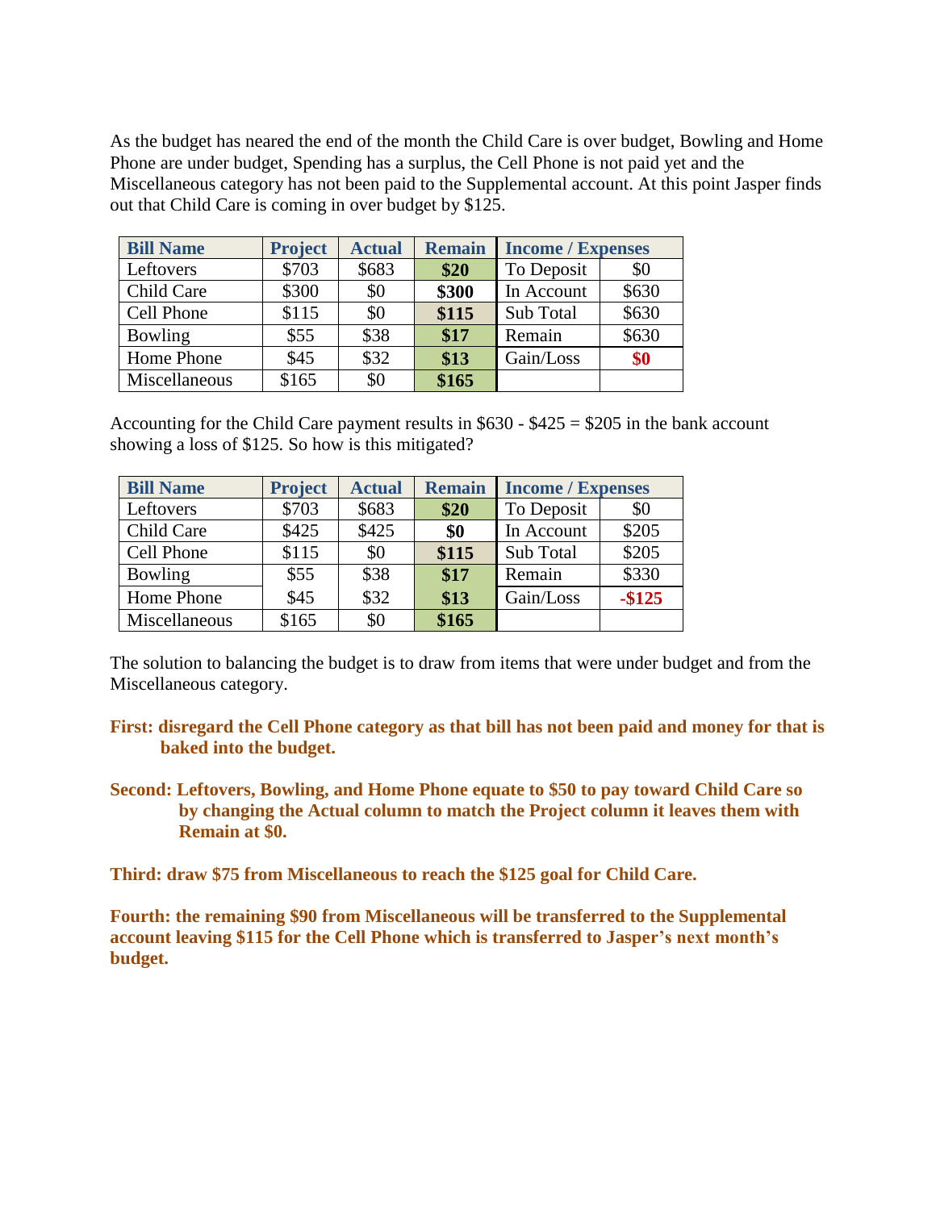As the budget has neared the end of the month the Child Care is over budget, Bowling and Home Phone are under budget, Spending has a surplus, the Cell Phone is not paid yet and the Miscellaneous category has not been paid to the Supplemental account. At this point Jasper finds out that Child Care is coming in over budget by $125.

| Bill Name | Project | Actual | Remain | Income / Expenses | |
|---|---|---|---|---|---|
| Leftovers | $703 | $683 | **$20** | To Deposit | $0 |
| Child Care | $300 | $0 | **$300** | In Account | $630 |
| Cell Phone | $115 | $0 | **$115** | Sub Total | $630 |
| Bowling | $55 | $38 | **$17** | Remain | $630 |
| Home Phone | $45 | $32 | **$13** | Gain/Loss | **$0** |
| Miscellaneous | $165 | $0 | **$165** | | |

Accounting for the Child Care payment results in $630 - $425 = $205 in the bank account showing a loss of $125. So how is this mitigated?

| Bill Name | Project | Actual | Remain | Income / Expenses | |
|---|---|---|---|---|---|
| Leftovers | $703 | $683 | **$20** | To Deposit | $0 |
| Child Care | $425 | $425 | **$0** | In Account | $205 |
| Cell Phone | $115 | $0 | **$115** | Sub Total | $205 |
| Bowling | $55 | $38 | **$17** | Remain | $330 |
| Home Phone | $45 | $32 | **$13** | Gain/Loss | **-$125** |
| Miscellaneous | $165 | $0 | **$165** | | |

The solution to balancing the budget is to draw from items that were under budget and from the Miscellaneous category.

**First: disregard the Cell Phone category as that bill has not been paid and money for that is baked into the budget.**

**Second: Leftovers, Bowling, and Home Phone equate to $50 to pay toward Child Care so by changing the Actual column to match the Project column it leaves them with Remain at $0.**

**Third: draw $75 from Miscellaneous to reach the $125 goal for Child Care.**

**Fourth: the remaining $90 from Miscellaneous will be transferred to the Supplemental account leaving $115 for the Cell Phone which is transferred to Jasper's next month's budget.**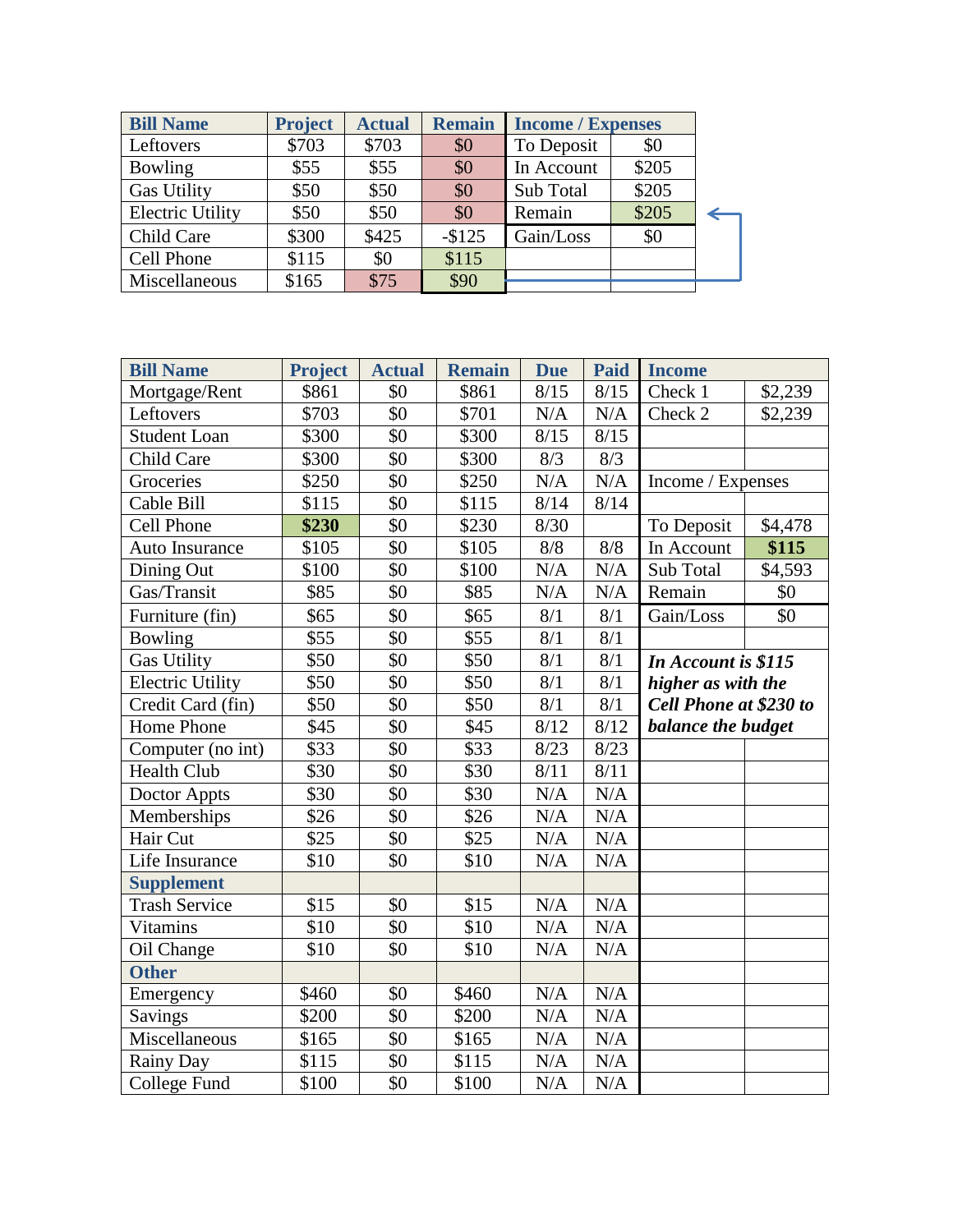| Bill Name | Project | Actual | Remain | Income / Expenses | |
|---|---|---|---|---|---|
| Leftovers | $703 | $703 | $0 | To Deposit | $0 |
| Bowling | $55 | $55 | $0 | In Account | $205 |
| Gas Utility | $50 | $50 | $0 | Sub Total | $205 |
| Electric Utility | $50 | $50 | $0 | Remain | $205 |
| Child Care | $300 | $425 | -$125 | Gain/Loss | $0 |
| Cell Phone | $115 | $0 | $115 | | |
| Miscellaneous | $165 | $75 | $90 | | |

| Bill Name | Project | Actual | Remain | Due | Paid | Income | |
|---|---|---|---|---|---|---|---|
| Mortgage/Rent | $861 | $0 | $861 | 8/15 | 8/15 | Check 1 | $2,239 |
| Leftovers | $703 | $0 | $701 | N/A | N/A | Check 2 | $2,239 |
| Student Loan | $300 | $0 | $300 | 8/15 | 8/15 | | |
| Child Care | $300 | $0 | $300 | 8/3 | 8/3 | | |
| Groceries | $250 | $0 | $250 | N/A | N/A | Income / Expenses | |
| Cable Bill | $115 | $0 | $115 | 8/14 | 8/14 | | |
| Cell Phone | **$230** | $0 | $230 | 8/30 | | To Deposit | $4,478 |
| Auto Insurance | $105 | $0 | $105 | 8/8 | 8/8 | In Account | **$115** |
| Dining Out | $100 | $0 | $100 | N/A | N/A | Sub Total | $4,593 |
| Gas/Transit | $85 | $0 | $85 | N/A | N/A | Remain | $0 |
| Furniture (fin) | $65 | $0 | $65 | 8/1 | 8/1 | Gain/Loss | $0 |
| Bowling | $55 | $0 | $55 | 8/1 | 8/1 | | |
| Gas Utility | $50 | $0 | $50 | 8/1 | 8/1 | ***In Account is $115 higher as with the Cell Phone at $230 to balance the budget*** | |
| Electric Utility | $50 | $0 | $50 | 8/1 | 8/1 | | |
| Credit Card (fin) | $50 | $0 | $50 | 8/1 | 8/1 | | |
| Home Phone | $45 | $0 | $45 | 8/12 | 8/12 | | |
| Computer (no int) | $33 | $0 | $33 | 8/23 | 8/23 | | |
| Health Club | $30 | $0 | $30 | 8/11 | 8/11 | | |
| Doctor Appts | $30 | $0 | $30 | N/A | N/A | | |
| Memberships | $26 | $0 | $26 | N/A | N/A | | |
| Hair Cut | $25 | $0 | $25 | N/A | N/A | | |
| Life Insurance | $10 | $0 | $10 | N/A | N/A | | |
| **Supplement** | | | | | | | |
| Trash Service | $15 | $0 | $15 | N/A | N/A | | |
| Vitamins | $10 | $0 | $10 | N/A | N/A | | |
| Oil Change | $10 | $0 | $10 | N/A | N/A | | |
| **Other** | | | | | | | |
| Emergency | $460 | $0 | $460 | N/A | N/A | | |
| Savings | $200 | $0 | $200 | N/A | N/A | | |
| Miscellaneous | $165 | $0 | $165 | N/A | N/A | | |
| Rainy Day | $115 | $0 | $115 | N/A | N/A | | |
| College Fund | $100 | $0 | $100 | N/A | N/A | | |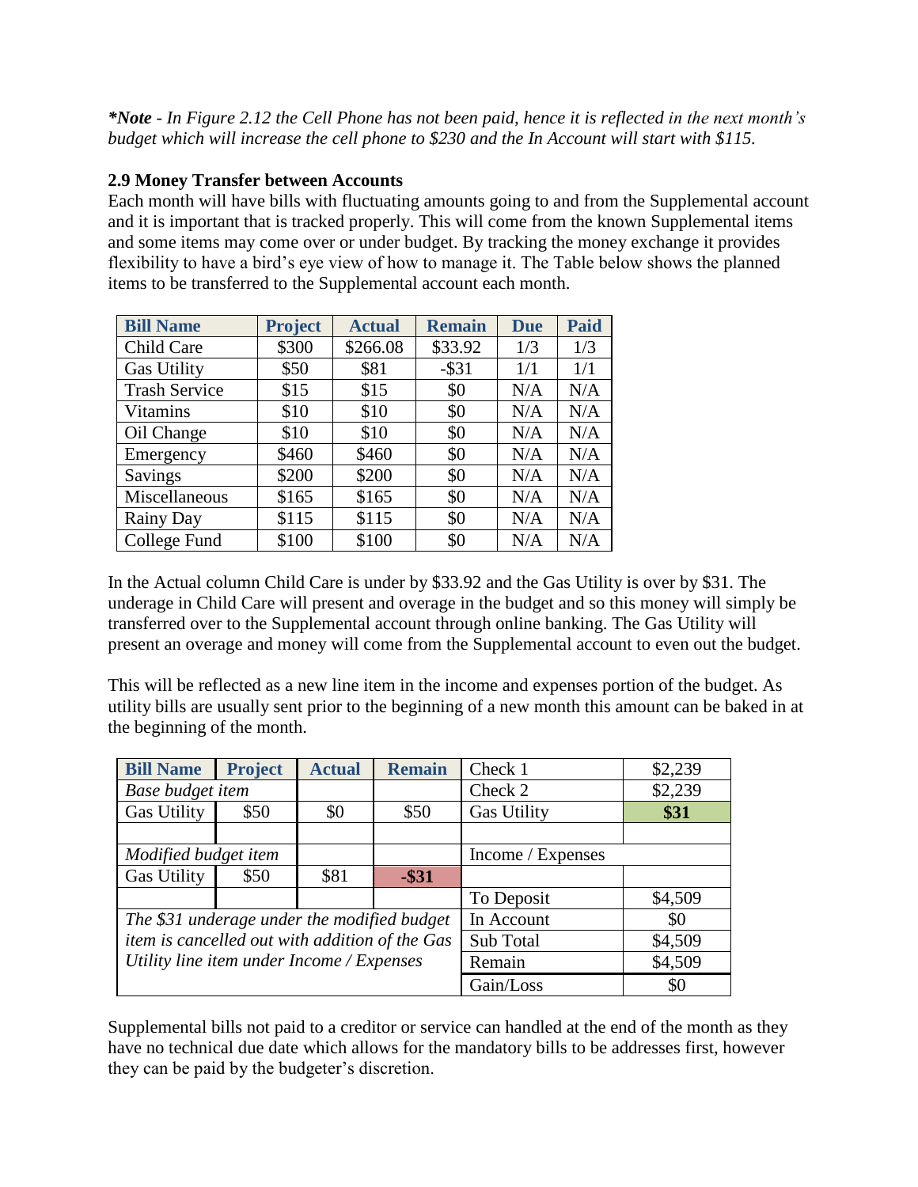***Note** - In Figure 2.12 the Cell Phone has not been paid, hence it is reflected in the next month's budget which will increase the cell phone to $230 and the In Account will start with $115.*

### 2.9 Money Transfer between Accounts

Each month will have bills with fluctuating amounts going to and from the Supplemental account and it is important that is tracked properly. This will come from the known Supplemental items and some items may come over or under budget. By tracking the money exchange it provides flexibility to have a bird's eye view of how to manage it. The Table below shows the planned items to be transferred to the Supplemental account each month.

| Bill Name | Project | Actual | Remain | Due | Paid |
|---|---|---|---|---|---|
| Child Care | $300 | $266.08 | $33.92 | 1/3 | 1/3 |
| Gas Utility | $50 | $81 | -$31 | 1/1 | 1/1 |
| Trash Service | $15 | $15 | $0 | N/A | N/A |
| Vitamins | $10 | $10 | $0 | N/A | N/A |
| Oil Change | $10 | $10 | $0 | N/A | N/A |
| Emergency | $460 | $460 | $0 | N/A | N/A |
| Savings | $200 | $200 | $0 | N/A | N/A |
| Miscellaneous | $165 | $165 | $0 | N/A | N/A |
| Rainy Day | $115 | $115 | $0 | N/A | N/A |
| College Fund | $100 | $100 | $0 | N/A | N/A |

In the Actual column Child Care is under by $33.92 and the Gas Utility is over by $31. The underage in Child Care will present and overage in the budget and so this money will simply be transferred over to the Supplemental account through online banking. The Gas Utility will present an overage and money will come from the Supplemental account to even out the budget.

This will be reflected as a new line item in the income and expenses portion of the budget. As utility bills are usually sent prior to the beginning of a new month this amount can be baked in at the beginning of the month.

| Bill Name | Project | Actual | Remain | | |
|---|---|---|---|---|---|
| *Base budget item* | | | | Check 1 | $2,239 |
| Gas Utility | $50 | $0 | $50 | Check 2 | $2,239 |
| | | | | Gas Utility | **$31** |
| *Modified budget item* | | | | | |
| Gas Utility | $50 | $81 | -$31 | Income / Expenses | |
| | | | | | |
| *The $31 underage under the modified budget item is cancelled out with addition of the Gas Utility line item under Income / Expenses* | | | | To Deposit | $4,509 |
| | | | | In Account | $0 |
| | | | | Sub Total | $4,509 |
| | | | | Remain | $4,509 |
| | | | | Gain/Loss | $0 |

Supplemental bills not paid to a creditor or service can handled at the end of the month as they have no technical due date which allows for the mandatory bills to be addresses first, however they can be paid by the budgeter's discretion.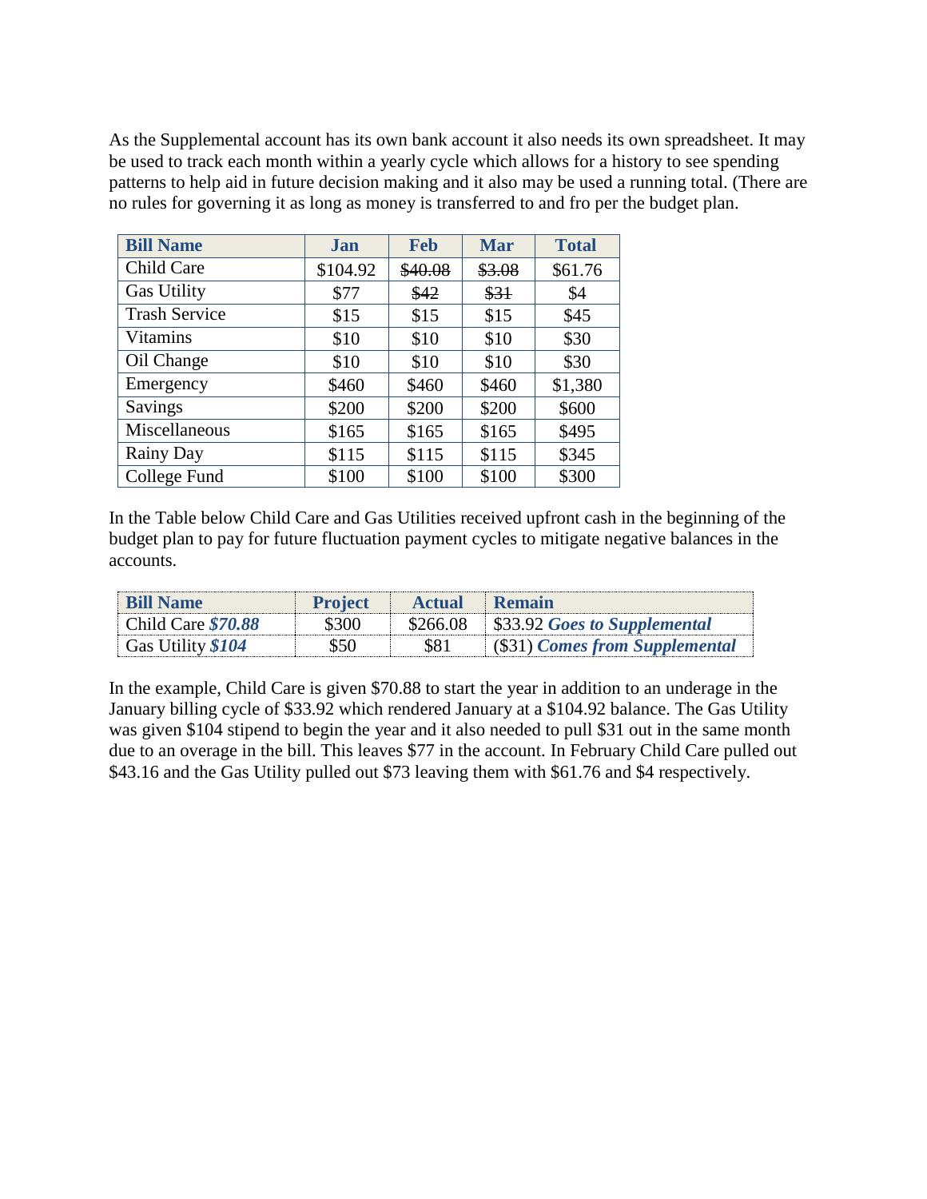As the Supplemental account has its own bank account it also needs its own spreadsheet. It may be used to track each month within a yearly cycle which allows for a history to see spending patterns to help aid in future decision making and it also may be used a running total. (There are no rules for governing it as long as money is transferred to and fro per the budget plan.

| **Bill Name** | **Jan** | **Feb** | **Mar** | **Total** |
|---|---|---|---|---|
| Child Care | $104.92 | ~~$40.08~~ | ~~$3.08~~ | $61.76 |
| Gas Utility | $77 | ~~$42~~ | ~~$31~~ | $4 |
| Trash Service | $15 | $15 | $15 | $45 |
| Vitamins | $10 | $10 | $10 | $30 |
| Oil Change | $10 | $10 | $10 | $30 |
| Emergency | $460 | $460 | $460 | $1,380 |
| Savings | $200 | $200 | $200 | $600 |
| Miscellaneous | $165 | $165 | $165 | $495 |
| Rainy Day | $115 | $115 | $115 | $345 |
| College Fund | $100 | $100 | $100 | $300 |

In the Table below Child Care and Gas Utilities received upfront cash in the beginning of the budget plan to pay for future fluctuation payment cycles to mitigate negative balances in the accounts.

| **Bill Name** | **Project** | **Actual** | **Remain** |
|---|---|---|---|
| Child Care ***$70.88*** | $300 | $266.08 | $33.92 ***Goes to Supplemental*** |
| Gas Utility ***$104*** | $50 | $81 | ($31) ***Comes from Supplemental*** |

In the example, Child Care is given $70.88 to start the year in addition to an underage in the January billing cycle of $33.92 which rendered January at a $104.92 balance. The Gas Utility was given $104 stipend to begin the year and it also needed to pull $31 out in the same month due to an overage in the bill. This leaves $77 in the account. In February Child Care pulled out $43.16 and the Gas Utility pulled out $73 leaving them with $61.76 and $4 respectively.